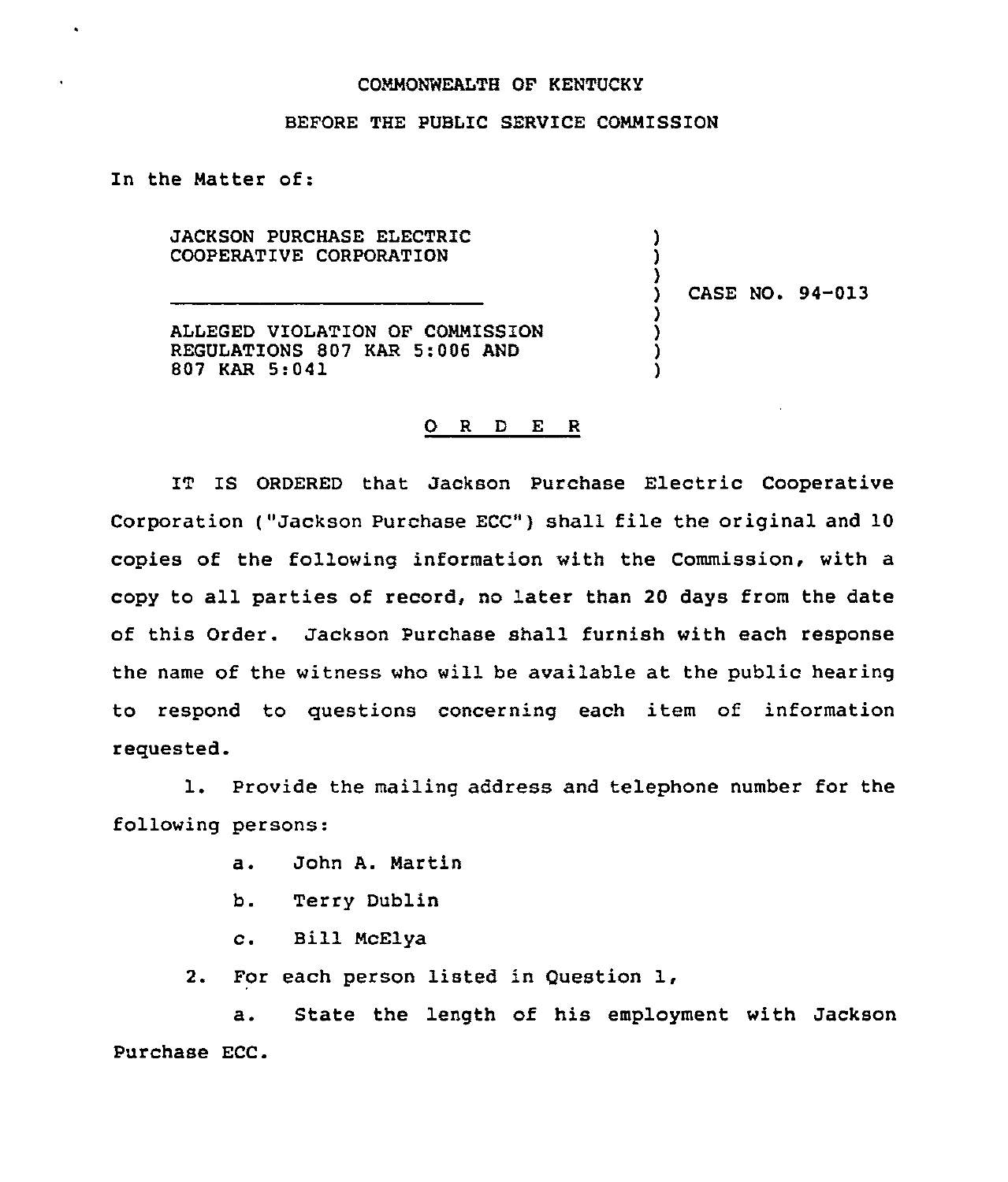COMMONWEALTH OF KENTUCKY

BEFORE THE PUBLIC SERVICE COMMISSION

In the Matter of:

JACKSON PURCHASE ELECTRIC COOPERATIVE CORPORATION

ALLEGED VIOLATION OF COMMISSION REGULATIONS 807 KAR 5:006 AND 807 KAR 5:041

CASE NO. 94-013

O R D E R

IT IS ORDERED that Jackson Purchase Electric Cooperative Corporation ("Jackson Purchase ECC") shall file the original and 10 copies of the following information with the Commission, with a copy to all parties of record, no later than 20 days from the date of this Order. Jackson Purchase shall furnish with each response the name of the witness who will be available at the public hearing to respond to questions concerning each item of information requested.

1. Provide the mailing address and telephone number for the following persons:

   a. John A. Martin

   b. Terry Dublin

   c. Bill McElya

2. For each person listed in Question 1,

   a. State the length of his employment with Jackson Purchase ECC.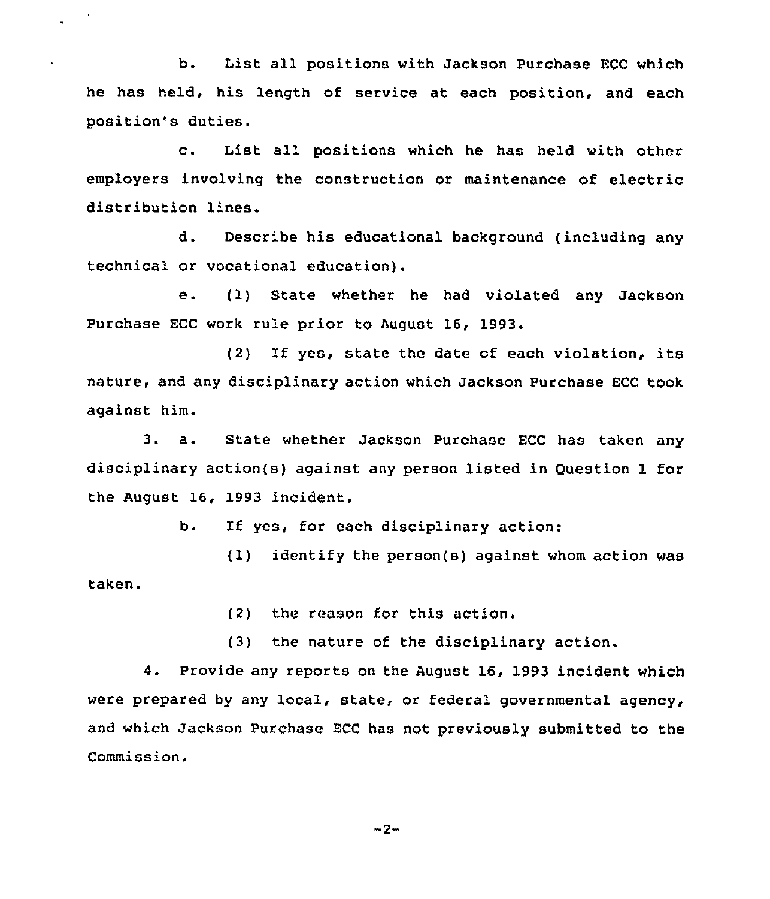b. List all positions with Jackson Purchase ECC which he has held, his length of service at each position, and each position's duties.

c. List all positions which he has held with other employers involving the construction or maintenance of electric distribution lines.

d. Describe his educational background (including any technical or vocational education).

e. (1) State whether he had violated any Jackson Purchase ECC work rule prior to August 16, 1993.

(2) If yes, state the date of each violation, its nature, and any disciplinary action which Jackson Purchase ECC took against him.

3. a. State whether Jackson Purchase ECC has taken any disciplinary action(s) against any person listed in Question 1 for the August 16, 1993 incident.

b. If yes, for each disciplinary action:

(1) identify the person(s) against whom action was taken.

(2) the reason for this action.

(3) the nature of the disciplinary action.

4. Provide any reports on the August 16, 1993 incident which were prepared by any local, state, or federal governmental agency, and which Jackson Purchase ECC has not previously submitted to the Commission.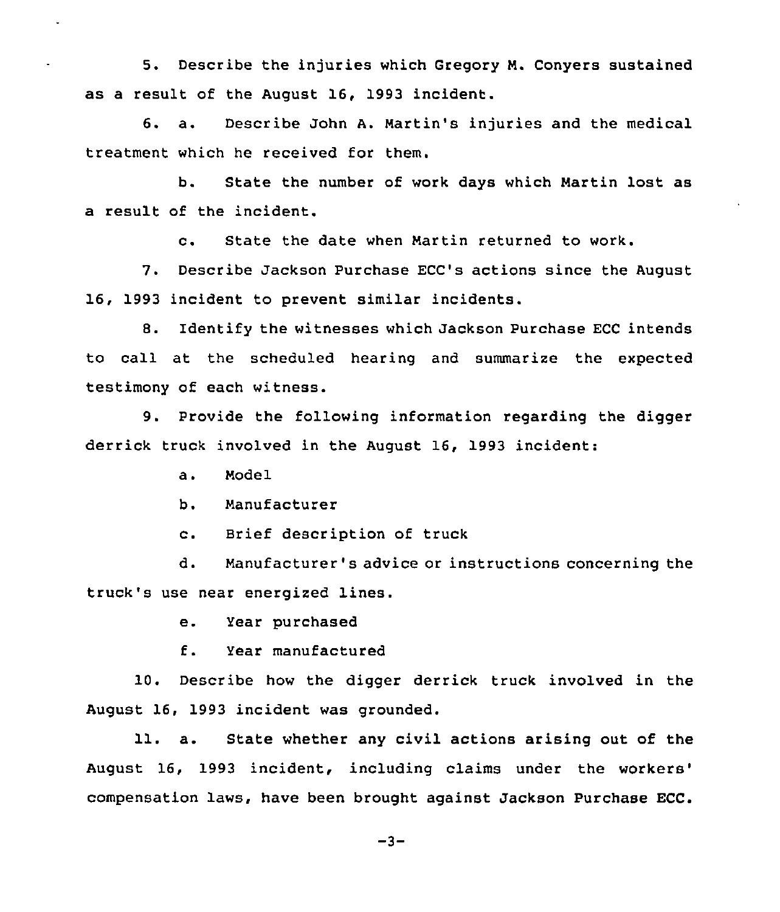5. Describe the injuries which Gregory M. Conyers sustained as a result of the August 16, 1993 incident.

6. a. Describe John A. Martin's injuries and the medical treatment which he received for them.

b. State the number of work days which Martin lost as a result of the incident.

c. State the date when Martin returned to work.

7. Describe Jackson Purchase ECC's actions since the August 16, 1993 incident to prevent similar incidents.

8. Identify the witnesses which Jackson Purchase ECC intends to call at the scheduled hearing and summarize the expected testimony of each witness.

9. Provide the following information regarding the digger derrick truck involved in the August 16, 1993 incident:

a. Model

b. Manufacturer

c. Brief description of truck

d. Manufacturer's advice or instructions concerning the truck's use near energized lines.

e. Year purchased

f. Year manufactured

10. Describe how the digger derrick truck involved in the August 16, 1993 incident was grounded.

11. a. State whether any civil actions arising out of the August 16, 1993 incident, including claims under the workers' compensation laws, have been brought against Jackson Purchase ECC.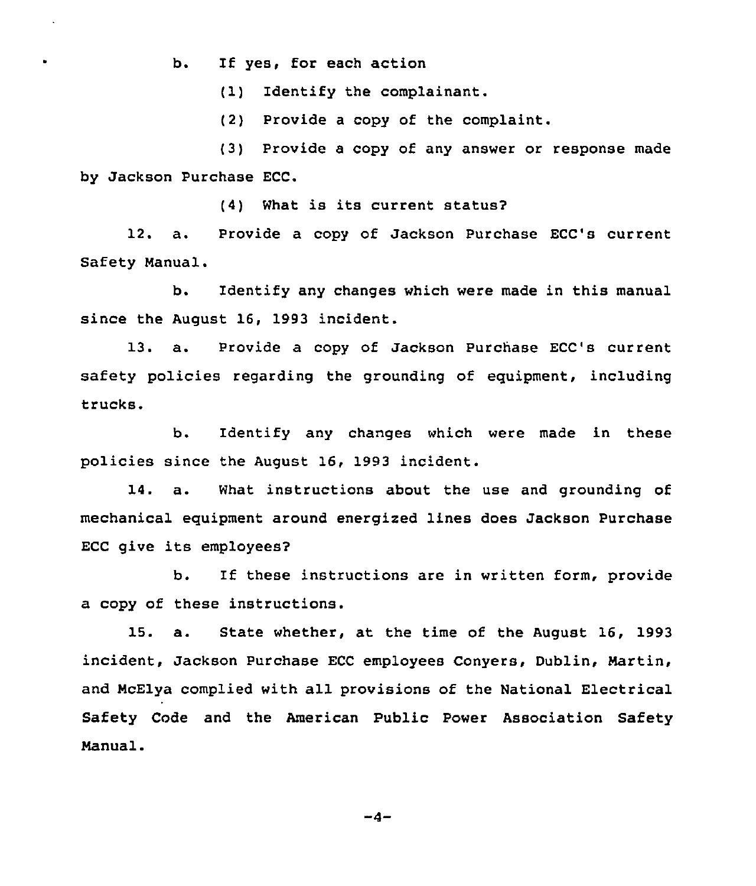b. If yes, for each action

(1) Identify the complainant.

(2) Provide a copy of the complaint.

(3) Provide a copy of any answer or response made by Jackson Purchase ECC.

(4) What is its current status?

12. a. Provide a copy of Jackson Purchase ECC's current Safety Manual.

b. Identify any changes which were made in this manual since the August 16, 1993 incident.

13. a. Provide a copy of Jackson Purchase ECC's current safety policies regarding the grounding of equipment, including trucks.

b. Identify any changes which were made in these policies since the August 16, 1993 incident.

14. a. What instructions about the use and grounding of mechanical equipment around energized lines does Jackson Purchase ECC give its employees?

b. If these instructions are in written form, provide a copy of these instructions.

15. a. State whether, at the time of the August 16, 1993 incident, Jackson Purchase ECC employees Conyers, Dublin, Martin, and McElya complied with all provisions of the National Electrical Safety Code and the American Public Power Association Safety Manual.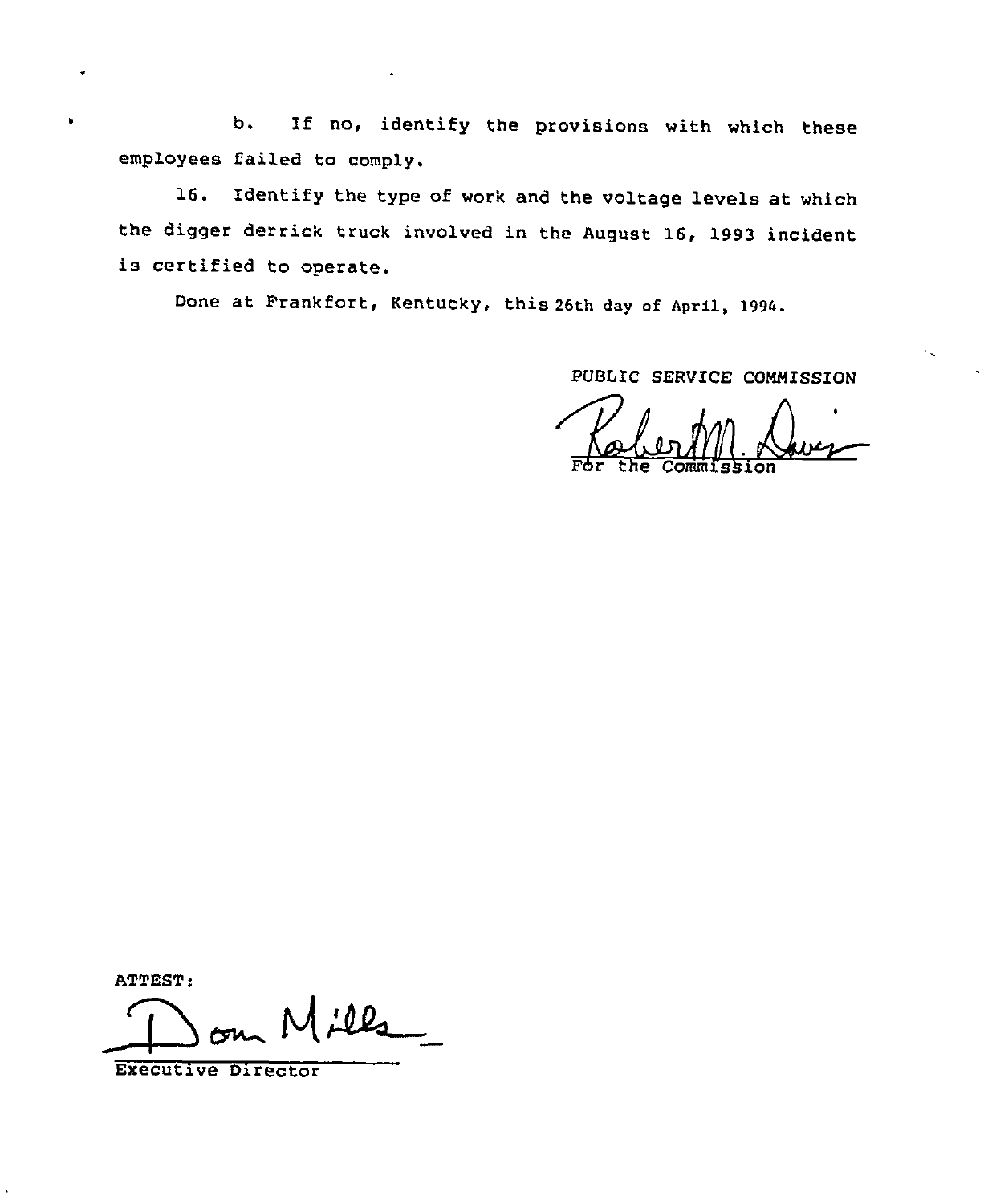b. If no, identify the provisions with which these employees failed to comply.

16. Identify the type of work and the voltage levels at which the digger derrick truck involved in the August 16, 1993 incident is certified to operate.

Done at Frankfort, Kentucky, this 26th day of April, 1994.

PUBLIC SERVICE COMMISSION

For the Commission

ATTEST:

Executive Director